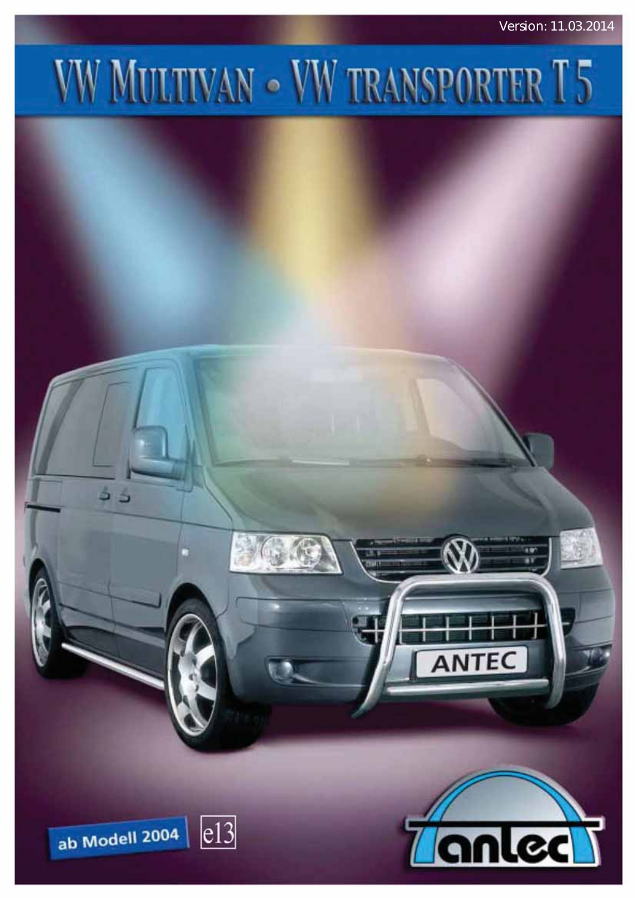Version: 11.03.2014

# VW Multivan • VW transporter T5

ab Modell 2004

e13

antec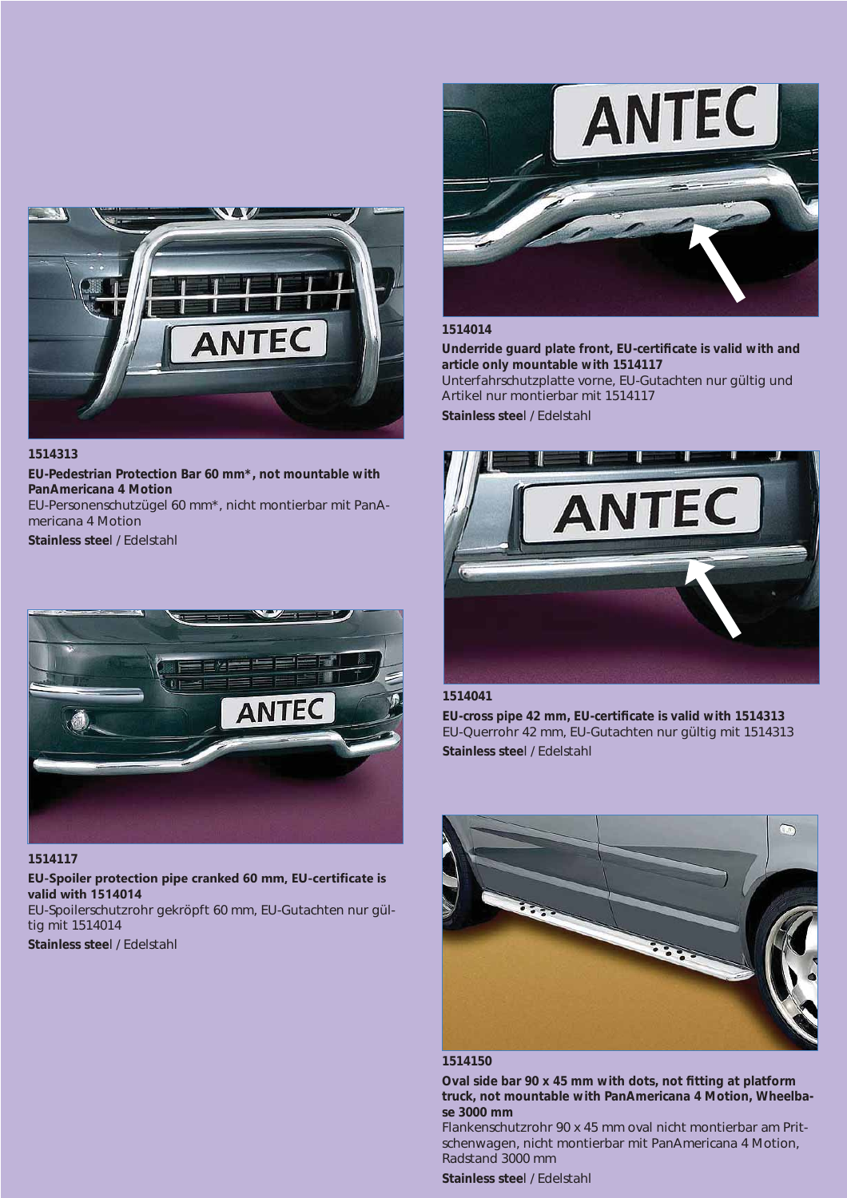**1514313**

**EU-Pedestrian Protection Bar 60 mm*, not mountable with PanAmericana 4 Motion**
EU-Personenschutzügel 60 mm*, nicht montierbar mit PanAmericana 4 Motion

**Stainless stee**l / Edelstahl

**1514117**

**EU-Spoiler protection pipe cranked 60 mm, EU-certificate is valid with 1514014**
EU-Spoilerschutzrohr gekröpft 60 mm, EU-Gutachten nur gültig mit 1514014

**Stainless stee**l / Edelstahl

**1514014**

**Underride guard plate front, EU-certificate is valid with and article only mountable with 1514117**
Unterfahrschutzplatte vorne, EU-Gutachten nur gültig und Artikel nur montierbar mit 1514117

**Stainless stee**l / Edelstahl

**1514041**

**EU-cross pipe 42 mm, EU-certificate is valid with 1514313**
EU-Querrohr 42 mm, EU-Gutachten nur gültig mit 1514313

**Stainless stee**l / Edelstahl

**1514150**

**Oval side bar 90 x 45 mm with dots, not fitting at platform truck, not mountable with PanAmericana 4 Motion, Wheelbase 3000 mm**
Flankenschutzrohr 90 x 45 mm oval nicht montierbar am Pritschenwagen, nicht montierbar mit PanAmericana 4 Motion, Radstand 3000 mm

**Stainless stee**l / Edelstahl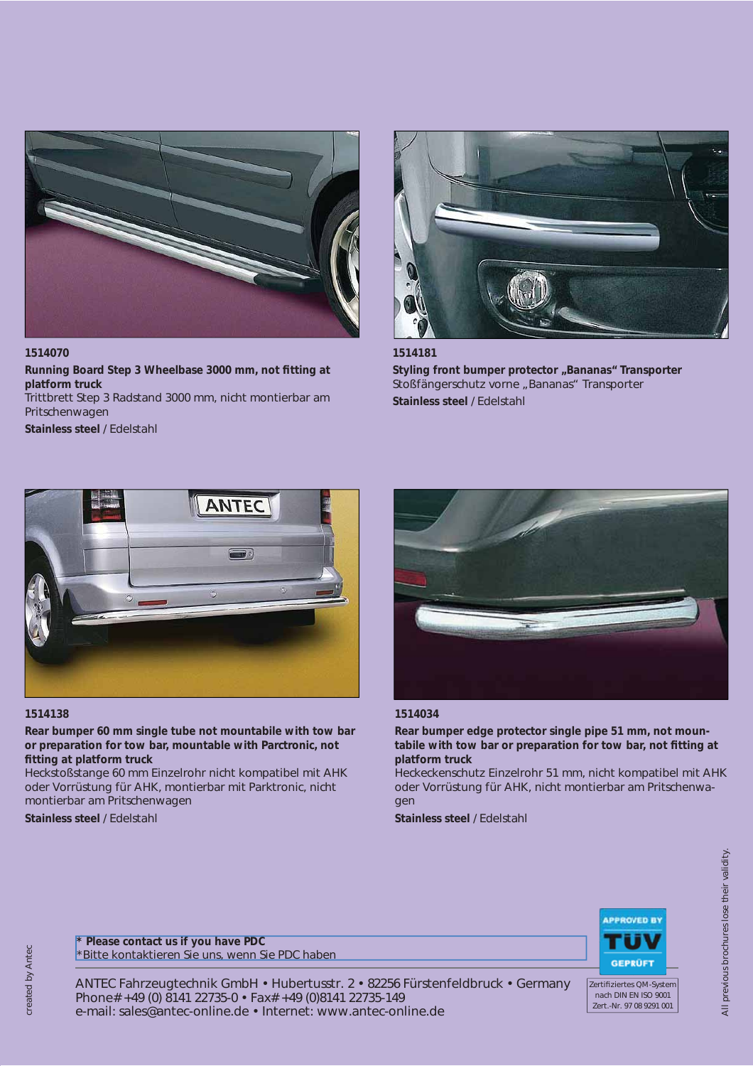**1514070**

**Running Board Step 3 Wheelbase 3000 mm, not fitting at platform truck**
Trittbrett Step 3 Radstand 3000 mm, nicht montierbar am Pritschenwagen

**Stainless steel** / Edelstahl

**1514181**

**Styling front bumper protector „Bananas" Transporter**
Stoßfängerschutz vorne „Bananas" Transporter

**Stainless steel** / Edelstahl

**1514138**

**Rear bumper 60 mm single tube not mountabile with tow bar or preparation for tow bar, mountable with Parctronic, not fitting at platform truck**
Heckstoßstange 60 mm Einzelrohr nicht kompatibel mit AHK oder Vorrüstung für AHK, montierbar mit Parktronic, nicht montierbar am Pritschenwagen

**Stainless steel** / Edelstahl

**1514034**

**Rear bumper edge protector single pipe 51 mm, not mountabile with tow bar or preparation for tow bar, not fitting at platform truck**
Heckeckenschutz Einzelrohr 51 mm, nicht kompatibel mit AHK oder Vorrüstung für AHK, nicht montierbar am Pritschenwagen

**Stainless steel** / Edelstahl

**\* Please contact us if you have PDC**
\*Bitte kontaktieren Sie uns, wenn Sie PDC haben

ANTEC Fahrzeugtechnik GmbH • Hubertusstr. 2 • 82256 Fürstenfeldbruck • Germany
Phone# +49 (0) 8141 22735-0 • Fax# +49 (0)8141 22735-149
e-mail: sales@antec-online.de • Internet: www.antec-online.de

APPROVED BY TÜV GEPRÜFT

Zertifiziertes QM-System nach DIN EN ISO 9001 Zert.-Nr. 97 08 9291 001

created by Antec

All previous brochures lose their validity.